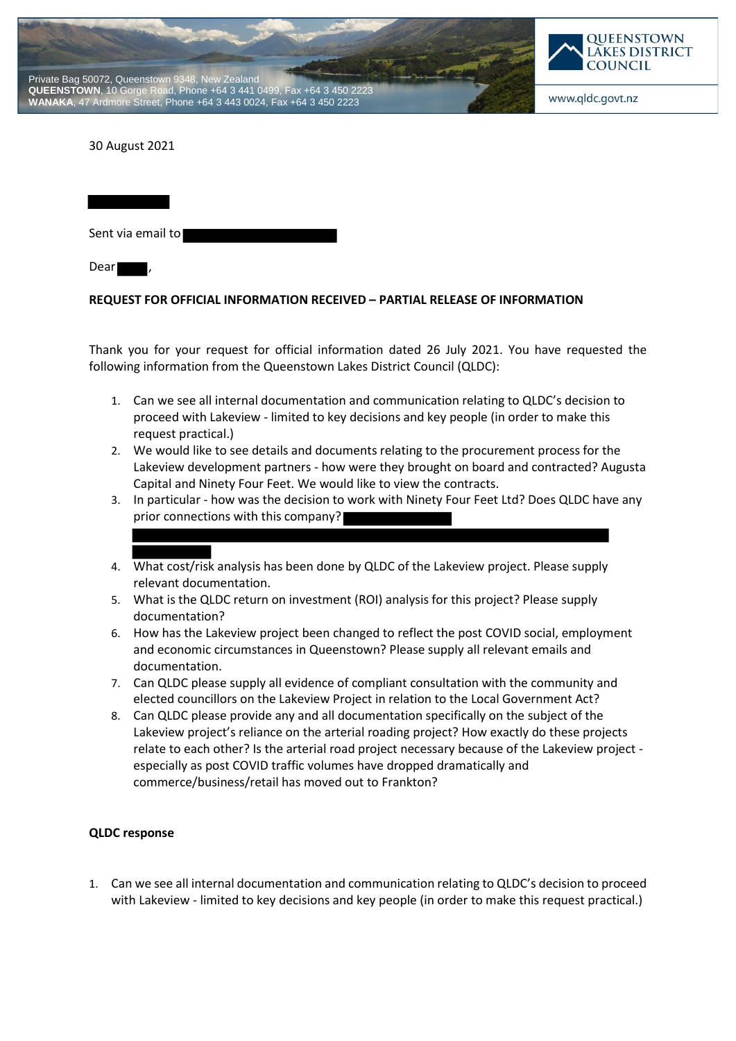Private Bag 50072, Queenstown 9348, New Zealand
**QUEENSTOWN**, 10 Gorge Road, Phone +64 3 441 0499, Fax +64 3 450 2223
**WANAKA**, 47 Ardmore Street, Phone +64 3 443 0024, Fax +64 3 450 2223

QUEENSTOWN LAKES DISTRICT COUNCIL

www.qldc.govt.nz

30 August 2021

Sent via email to

Dear ,

**REQUEST FOR OFFICIAL INFORMATION RECEIVED – PARTIAL RELEASE OF INFORMATION**

Thank you for your request for official information dated 26 July 2021. You have requested the following information from the Queenstown Lakes District Council (QLDC):

1. Can we see all internal documentation and communication relating to QLDC's decision to proceed with Lakeview - limited to key decisions and key people (in order to make this request practical.)
2. We would like to see details and documents relating to the procurement process for the Lakeview development partners - how were they brought on board and contracted? Augusta Capital and Ninety Four Feet. We would like to view the contracts.
3. In particular - how was the decision to work with Ninety Four Feet Ltd? Does QLDC have any prior connections with this company?
4. What cost/risk analysis has been done by QLDC of the Lakeview project. Please supply relevant documentation.
5. What is the QLDC return on investment (ROI) analysis for this project? Please supply documentation?
6. How has the Lakeview project been changed to reflect the post COVID social, employment and economic circumstances in Queenstown? Please supply all relevant emails and documentation.
7. Can QLDC please supply all evidence of compliant consultation with the community and elected councillors on the Lakeview Project in relation to the Local Government Act?
8. Can QLDC please provide any and all documentation specifically on the subject of the Lakeview project's reliance on the arterial roading project? How exactly do these projects relate to each other? Is the arterial road project necessary because of the Lakeview project - especially as post COVID traffic volumes have dropped dramatically and commerce/business/retail has moved out to Frankton?

**QLDC response**

1. Can we see all internal documentation and communication relating to QLDC's decision to proceed with Lakeview - limited to key decisions and key people (in order to make this request practical.)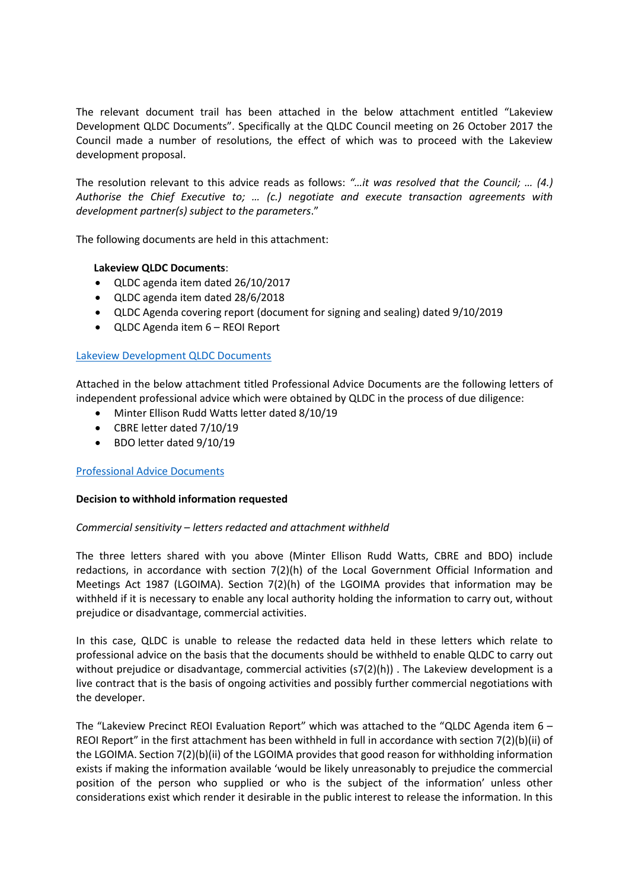The relevant document trail has been attached in the below attachment entitled "Lakeview Development QLDC Documents". Specifically at the QLDC Council meeting on 26 October 2017 the Council made a number of resolutions, the effect of which was to proceed with the Lakeview development proposal.

The resolution relevant to this advice reads as follows: *"…it was resolved that the Council; … (4.) Authorise the Chief Executive to; … (c.) negotiate and execute transaction agreements with development partner(s) subject to the parameters*."

The following documents are held in this attachment:

**Lakeview QLDC Documents**:

- QLDC agenda item dated 26/10/2017
- QLDC agenda item dated 28/6/2018
- QLDC Agenda covering report (document for signing and sealing) dated 9/10/2019
- QLDC Agenda item 6 – REOI Report

Lakeview Development QLDC Documents

Attached in the below attachment titled Professional Advice Documents are the following letters of independent professional advice which were obtained by QLDC in the process of due diligence:

- Minter Ellison Rudd Watts letter dated 8/10/19
- CBRE letter dated 7/10/19
- BDO letter dated 9/10/19

Professional Advice Documents

**Decision to withhold information requested**

*Commercial sensitivity – letters redacted and attachment withheld*

The three letters shared with you above (Minter Ellison Rudd Watts, CBRE and BDO) include redactions, in accordance with section 7(2)(h) of the Local Government Official Information and Meetings Act 1987 (LGOIMA). Section 7(2)(h) of the LGOIMA provides that information may be withheld if it is necessary to enable any local authority holding the information to carry out, without prejudice or disadvantage, commercial activities.

In this case, QLDC is unable to release the redacted data held in these letters which relate to professional advice on the basis that the documents should be withheld to enable QLDC to carry out without prejudice or disadvantage, commercial activities (s7(2)(h)) . The Lakeview development is a live contract that is the basis of ongoing activities and possibly further commercial negotiations with the developer.

The "Lakeview Precinct REOI Evaluation Report" which was attached to the "QLDC Agenda item 6 – REOI Report" in the first attachment has been withheld in full in accordance with section 7(2)(b)(ii) of the LGOIMA. Section 7(2)(b)(ii) of the LGOIMA provides that good reason for withholding information exists if making the information available 'would be likely unreasonably to prejudice the commercial position of the person who supplied or who is the subject of the information' unless other considerations exist which render it desirable in the public interest to release the information. In this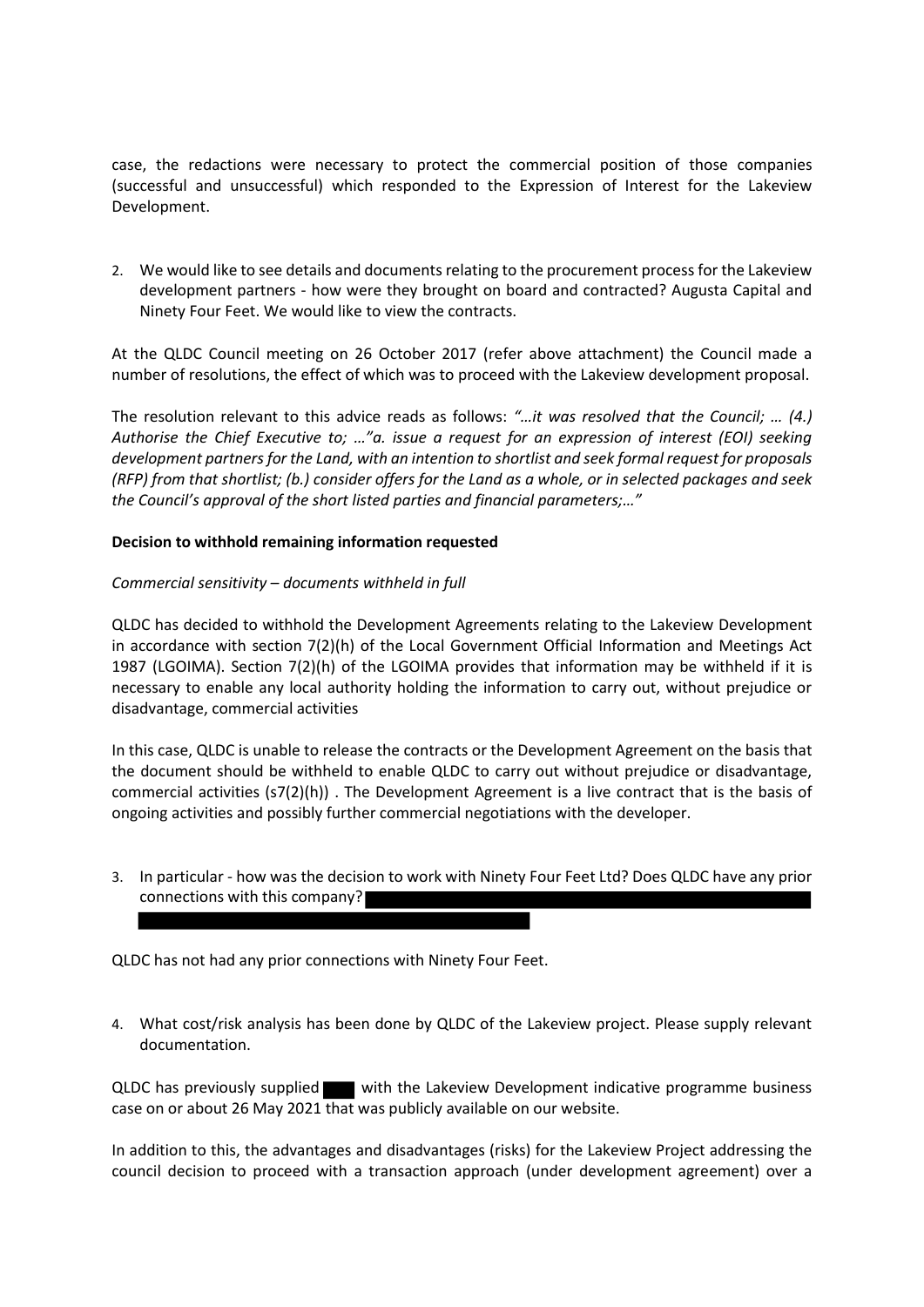case, the redactions were necessary to protect the commercial position of those companies (successful and unsuccessful) which responded to the Expression of Interest for the Lakeview Development.

2. We would like to see details and documents relating to the procurement process for the Lakeview development partners - how were they brought on board and contracted? Augusta Capital and Ninety Four Feet. We would like to view the contracts.

At the QLDC Council meeting on 26 October 2017 (refer above attachment) the Council made a number of resolutions, the effect of which was to proceed with the Lakeview development proposal.

The resolution relevant to this advice reads as follows: *"…it was resolved that the Council; … (4.) Authorise the Chief Executive to; …"a. issue a request for an expression of interest (EOI) seeking development partners for the Land, with an intention to shortlist and seek formal request for proposals (RFP) from that shortlist; (b.) consider offers for the Land as a whole, or in selected packages and seek the Council's approval of the short listed parties and financial parameters;…"*

**Decision to withhold remaining information requested**

*Commercial sensitivity – documents withheld in full*

QLDC has decided to withhold the Development Agreements relating to the Lakeview Development in accordance with section 7(2)(h) of the Local Government Official Information and Meetings Act 1987 (LGOIMA). Section 7(2)(h) of the LGOIMA provides that information may be withheld if it is necessary to enable any local authority holding the information to carry out, without prejudice or disadvantage, commercial activities

In this case, QLDC is unable to release the contracts or the Development Agreement on the basis that the document should be withheld to enable QLDC to carry out without prejudice or disadvantage, commercial activities (s7(2)(h)) . The Development Agreement is a live contract that is the basis of ongoing activities and possibly further commercial negotiations with the developer.

3. In particular - how was the decision to work with Ninety Four Feet Ltd? Does QLDC have any prior connections with this company? [REDACTED]

QLDC has not had any prior connections with Ninety Four Feet.

4. What cost/risk analysis has been done by QLDC of the Lakeview project. Please supply relevant documentation.

QLDC has previously supplied [REDACTED] with the Lakeview Development indicative programme business case on or about 26 May 2021 that was publicly available on our website.

In addition to this, the advantages and disadvantages (risks) for the Lakeview Project addressing the council decision to proceed with a transaction approach (under development agreement) over a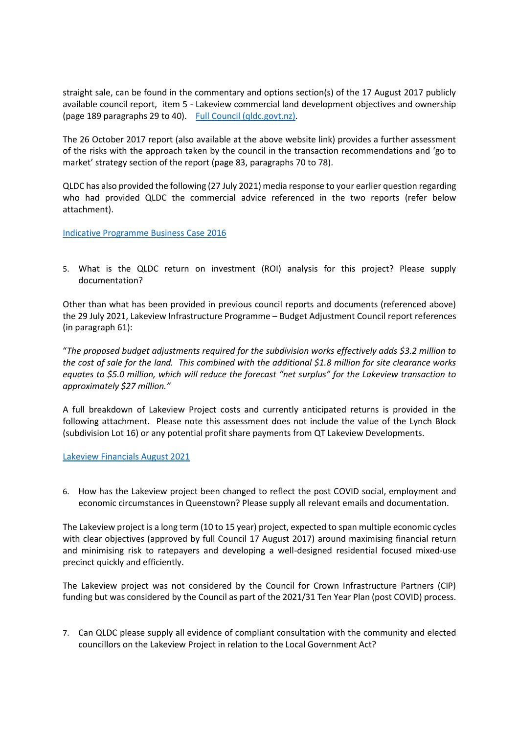straight sale, can be found in the commentary and options section(s) of the 17 August 2017 publicly available council report, item 5 - Lakeview commercial land development objectives and ownership (page 189 paragraphs 29 to 40). [Full Council (qldc.govt.nz)](#).

The 26 October 2017 report (also available at the above website link) provides a further assessment of the risks with the approach taken by the council in the transaction recommendations and 'go to market' strategy section of the report (page 83, paragraphs 70 to 78).

QLDC has also provided the following (27 July 2021) media response to your earlier question regarding who had provided QLDC the commercial advice referenced in the two reports (refer below attachment).

[Indicative Programme Business Case 2016](#)

5. What is the QLDC return on investment (ROI) analysis for this project? Please supply documentation?

Other than what has been provided in previous council reports and documents (referenced above) the 29 July 2021, Lakeview Infrastructure Programme – Budget Adjustment Council report references (in paragraph 61):

*"The proposed budget adjustments required for the subdivision works effectively adds $3.2 million to the cost of sale for the land. This combined with the additional $1.8 million for site clearance works equates to $5.0 million, which will reduce the forecast "net surplus" for the Lakeview transaction to approximately $27 million."*

A full breakdown of Lakeview Project costs and currently anticipated returns is provided in the following attachment. Please note this assessment does not include the value of the Lynch Block (subdivision Lot 16) or any potential profit share payments from QT Lakeview Developments.

[Lakeview Financials August 2021](#)

6. How has the Lakeview project been changed to reflect the post COVID social, employment and economic circumstances in Queenstown? Please supply all relevant emails and documentation.

The Lakeview project is a long term (10 to 15 year) project, expected to span multiple economic cycles with clear objectives (approved by full Council 17 August 2017) around maximising financial return and minimising risk to ratepayers and developing a well-designed residential focused mixed-use precinct quickly and efficiently.

The Lakeview project was not considered by the Council for Crown Infrastructure Partners (CIP) funding but was considered by the Council as part of the 2021/31 Ten Year Plan (post COVID) process.

7. Can QLDC please supply all evidence of compliant consultation with the community and elected councillors on the Lakeview Project in relation to the Local Government Act?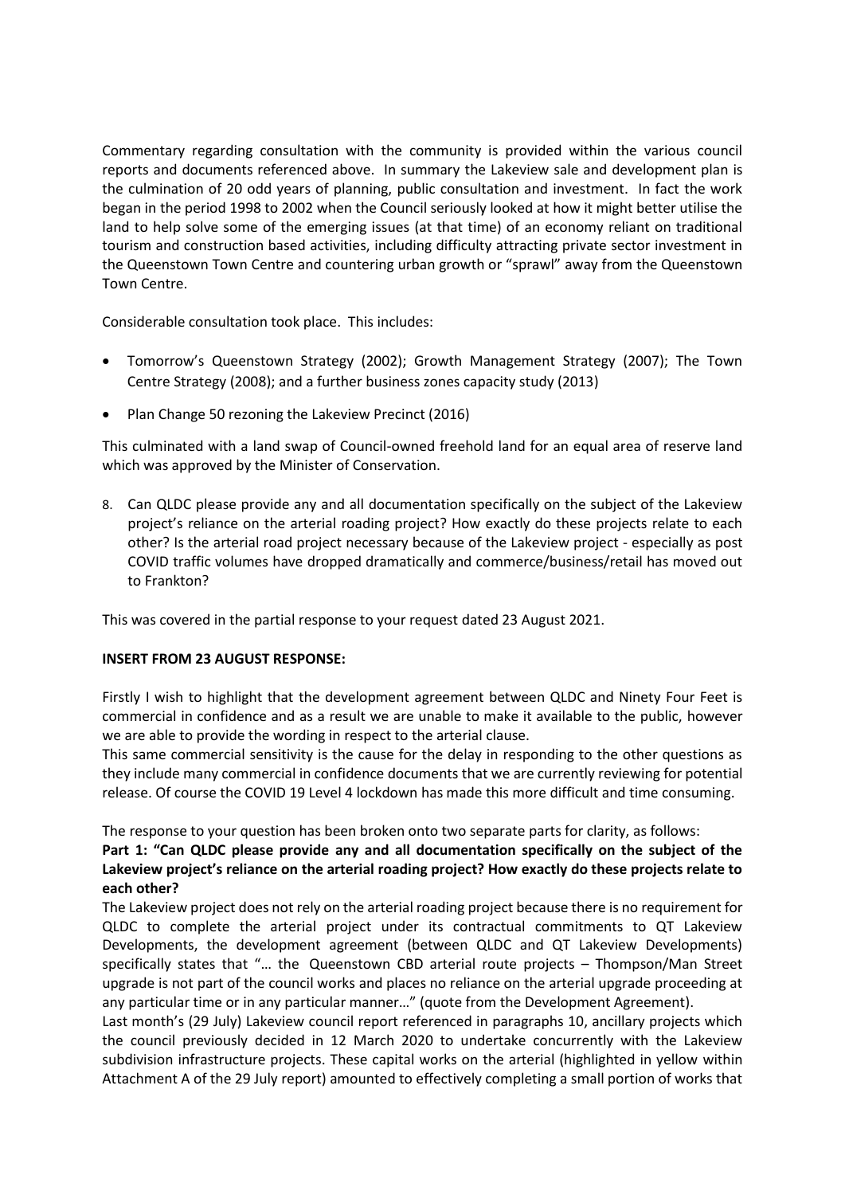Commentary regarding consultation with the community is provided within the various council reports and documents referenced above. In summary the Lakeview sale and development plan is the culmination of 20 odd years of planning, public consultation and investment. In fact the work began in the period 1998 to 2002 when the Council seriously looked at how it might better utilise the land to help solve some of the emerging issues (at that time) of an economy reliant on traditional tourism and construction based activities, including difficulty attracting private sector investment in the Queenstown Town Centre and countering urban growth or "sprawl" away from the Queenstown Town Centre.

Considerable consultation took place. This includes:

- Tomorrow's Queenstown Strategy (2002); Growth Management Strategy (2007); The Town Centre Strategy (2008); and a further business zones capacity study (2013)
- Plan Change 50 rezoning the Lakeview Precinct (2016)

This culminated with a land swap of Council-owned freehold land for an equal area of reserve land which was approved by the Minister of Conservation.

8. Can QLDC please provide any and all documentation specifically on the subject of the Lakeview project's reliance on the arterial roading project? How exactly do these projects relate to each other? Is the arterial road project necessary because of the Lakeview project - especially as post COVID traffic volumes have dropped dramatically and commerce/business/retail has moved out to Frankton?

This was covered in the partial response to your request dated 23 August 2021.

**INSERT FROM 23 AUGUST RESPONSE:**

Firstly I wish to highlight that the development agreement between QLDC and Ninety Four Feet is commercial in confidence and as a result we are unable to make it available to the public, however we are able to provide the wording in respect to the arterial clause.

This same commercial sensitivity is the cause for the delay in responding to the other questions as they include many commercial in confidence documents that we are currently reviewing for potential release. Of course the COVID 19 Level 4 lockdown has made this more difficult and time consuming.

The response to your question has been broken onto two separate parts for clarity, as follows:

**Part 1: "Can QLDC please provide any and all documentation specifically on the subject of the Lakeview project's reliance on the arterial roading project? How exactly do these projects relate to each other?**

The Lakeview project does not rely on the arterial roading project because there is no requirement for QLDC to complete the arterial project under its contractual commitments to QT Lakeview Developments, the development agreement (between QLDC and QT Lakeview Developments) specifically states that "… the Queenstown CBD arterial route projects – Thompson/Man Street upgrade is not part of the council works and places no reliance on the arterial upgrade proceeding at any particular time or in any particular manner…" (quote from the Development Agreement).

Last month's (29 July) Lakeview council report referenced in paragraphs 10, ancillary projects which the council previously decided in 12 March 2020 to undertake concurrently with the Lakeview subdivision infrastructure projects. These capital works on the arterial (highlighted in yellow within Attachment A of the 29 July report) amounted to effectively completing a small portion of works that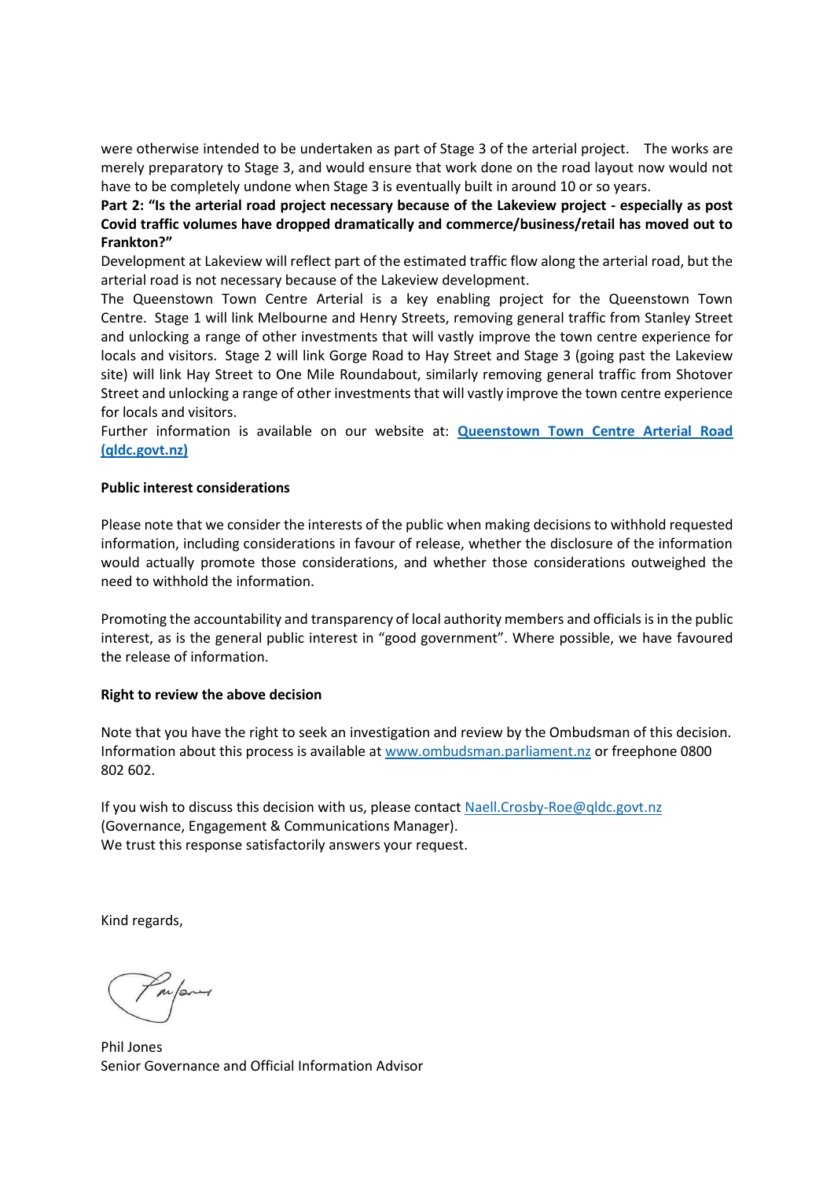were otherwise intended to be undertaken as part of Stage 3 of the arterial project. The works are merely preparatory to Stage 3, and would ensure that work done on the road layout now would not have to be completely undone when Stage 3 is eventually built in around 10 or so years.

**Part 2: "Is the arterial road project necessary because of the Lakeview project - especially as post Covid traffic volumes have dropped dramatically and commerce/business/retail has moved out to Frankton?"**

Development at Lakeview will reflect part of the estimated traffic flow along the arterial road, but the arterial road is not necessary because of the Lakeview development.

The Queenstown Town Centre Arterial is a key enabling project for the Queenstown Town Centre. Stage 1 will link Melbourne and Henry Streets, removing general traffic from Stanley Street and unlocking a range of other investments that will vastly improve the town centre experience for locals and visitors. Stage 2 will link Gorge Road to Hay Street and Stage 3 (going past the Lakeview site) will link Hay Street to One Mile Roundabout, similarly removing general traffic from Shotover Street and unlocking a range of other investments that will vastly improve the town centre experience for locals and visitors.

Further information is available on our website at: **[Queenstown Town Centre Arterial Road (qldc.govt.nz)]()**

**Public interest considerations**

Please note that we consider the interests of the public when making decisions to withhold requested information, including considerations in favour of release, whether the disclosure of the information would actually promote those considerations, and whether those considerations outweighed the need to withhold the information.

Promoting the accountability and transparency of local authority members and officials is in the public interest, as is the general public interest in "good government". Where possible, we have favoured the release of information.

**Right to review the above decision**

Note that you have the right to seek an investigation and review by the Ombudsman of this decision. Information about this process is available at www.ombudsman.parliament.nz or freephone 0800 802 602.

If you wish to discuss this decision with us, please contact Naell.Crosby-Roe@qldc.govt.nz (Governance, Engagement & Communications Manager).
We trust this response satisfactorily answers your request.

Kind regards,

Phil Jones
Senior Governance and Official Information Advisor